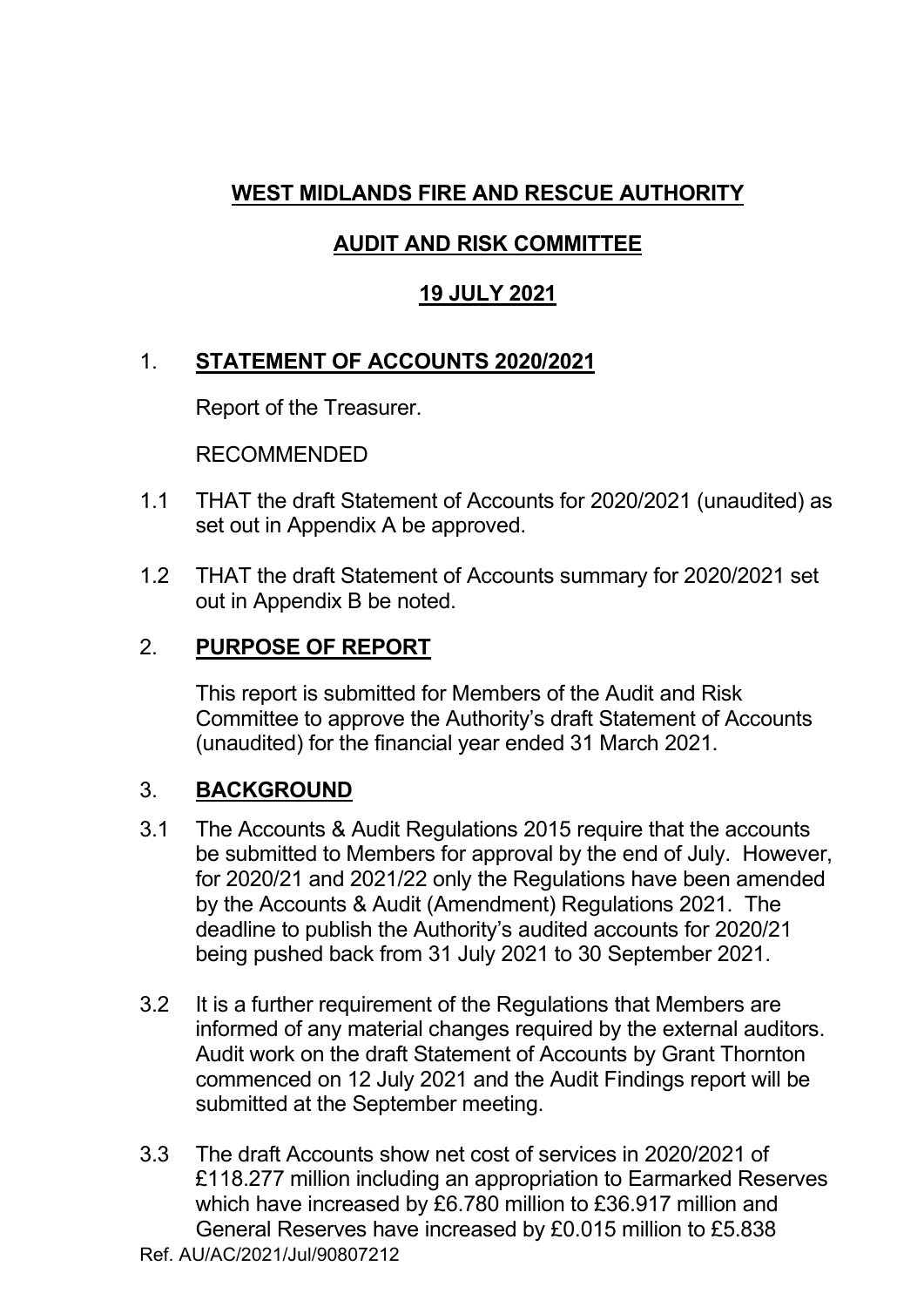**WEST MIDLANDS FIRE AND RESCUE AUTHORITY**

**AUDIT AND RISK COMMITTEE**

**19 JULY 2021**

1. **STATEMENT OF ACCOUNTS 2020/2021**

Report of the Treasurer.

RECOMMENDED

1.1 THAT the draft Statement of Accounts for 2020/2021 (unaudited) as set out in Appendix A be approved.

1.2 THAT the draft Statement of Accounts summary for 2020/2021 set out in Appendix B be noted.

2. **PURPOSE OF REPORT**

This report is submitted for Members of the Audit and Risk Committee to approve the Authority's draft Statement of Accounts (unaudited) for the financial year ended 31 March 2021.

3. **BACKGROUND**

3.1 The Accounts & Audit Regulations 2015 require that the accounts be submitted to Members for approval by the end of July. However, for 2020/21 and 2021/22 only the Regulations have been amended by the Accounts & Audit (Amendment) Regulations 2021. The deadline to publish the Authority's audited accounts for 2020/21 being pushed back from 31 July 2021 to 30 September 2021.

3.2 It is a further requirement of the Regulations that Members are informed of any material changes required by the external auditors. Audit work on the draft Statement of Accounts by Grant Thornton commenced on 12 July 2021 and the Audit Findings report will be submitted at the September meeting.

3.3 The draft Accounts show net cost of services in 2020/2021 of £118.277 million including an appropriation to Earmarked Reserves which have increased by £6.780 million to £36.917 million and General Reserves have increased by £0.015 million to £5.838

Ref. AU/AC/2021/Jul/90807212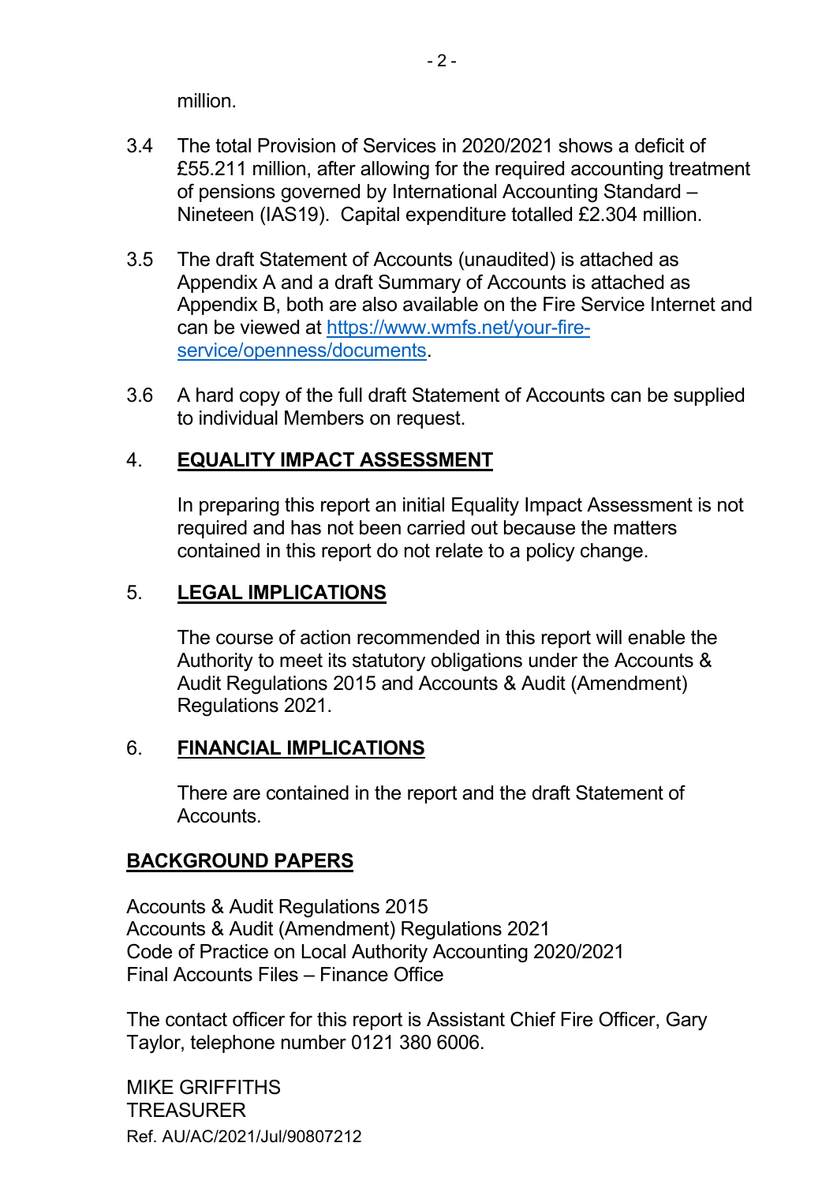million.

3.4 The total Provision of Services in 2020/2021 shows a deficit of £55.211 million, after allowing for the required accounting treatment of pensions governed by International Accounting Standard – Nineteen (IAS19). Capital expenditure totalled £2.304 million.

3.5 The draft Statement of Accounts (unaudited) is attached as Appendix A and a draft Summary of Accounts is attached as Appendix B, both are also available on the Fire Service Internet and can be viewed at [https://www.wmfs.net/your-fire-service/openness/documents](https://www.wmfs.net/your-fire-service/openness/documents).

3.6 A hard copy of the full draft Statement of Accounts can be supplied to individual Members on request.

## 4. EQUALITY IMPACT ASSESSMENT

In preparing this report an initial Equality Impact Assessment is not required and has not been carried out because the matters contained in this report do not relate to a policy change.

## 5. LEGAL IMPLICATIONS

The course of action recommended in this report will enable the Authority to meet its statutory obligations under the Accounts & Audit Regulations 2015 and Accounts & Audit (Amendment) Regulations 2021.

## 6. FINANCIAL IMPLICATIONS

There are contained in the report and the draft Statement of Accounts.

## BACKGROUND PAPERS

Accounts & Audit Regulations 2015
Accounts & Audit (Amendment) Regulations 2021
Code of Practice on Local Authority Accounting 2020/2021
Final Accounts Files – Finance Office

The contact officer for this report is Assistant Chief Fire Officer, Gary Taylor, telephone number 0121 380 6006.

MIKE GRIFFITHS
TREASURER
Ref. AU/AC/2021/Jul/90807212